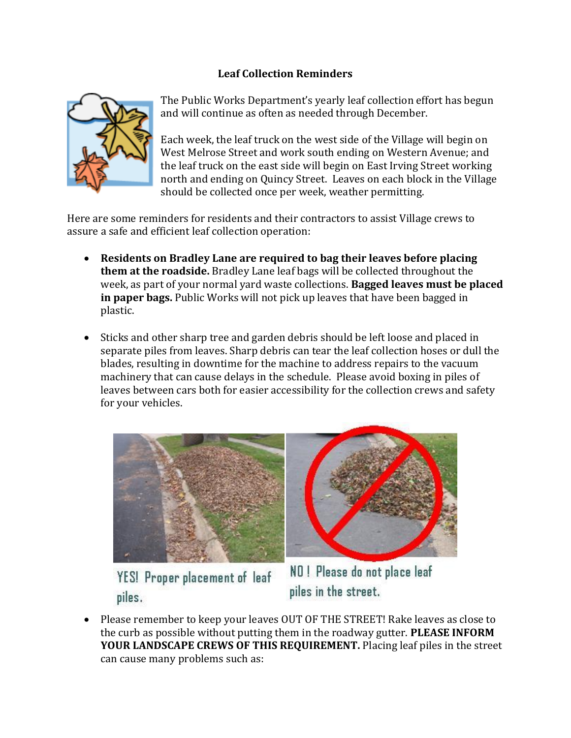# Leaf Collection Reminders

The Public Works Department's yearly leaf collection effort has begun and will continue as often as needed through December.

Each week, the leaf truck on the west side of the Village will begin on West Melrose Street and work south ending on Western Avenue; and the leaf truck on the east side will begin on East Irving Street working north and ending on Quincy Street. Leaves on each block in the Village should be collected once per week, weather permitting.

Here are some reminders for residents and their contractors to assist Village crews to assure a safe and efficient leaf collection operation:

- **Residents on Bradley Lane are required to bag their leaves before placing them at the roadside.** Bradley Lane leaf bags will be collected throughout the week, as part of your normal yard waste collections. **Bagged leaves must be placed in paper bags.** Public Works will not pick up leaves that have been bagged in plastic.

- Sticks and other sharp tree and garden debris should be left loose and placed in separate piles from leaves. Sharp debris can tear the leaf collection hoses or dull the blades, resulting in downtime for the machine to address repairs to the vacuum machinery that can cause delays in the schedule. Please avoid boxing in piles of leaves between cars both for easier accessibility for the collection crews and safety for your vehicles.

YES! Proper placement of leaf piles.

NO ! Please do not place leaf piles in the street.

- Please remember to keep your leaves OUT OF THE STREET! Rake leaves as close to the curb as possible without putting them in the roadway gutter. **PLEASE INFORM YOUR LANDSCAPE CREWS OF THIS REQUIREMENT.** Placing leaf piles in the street can cause many problems such as: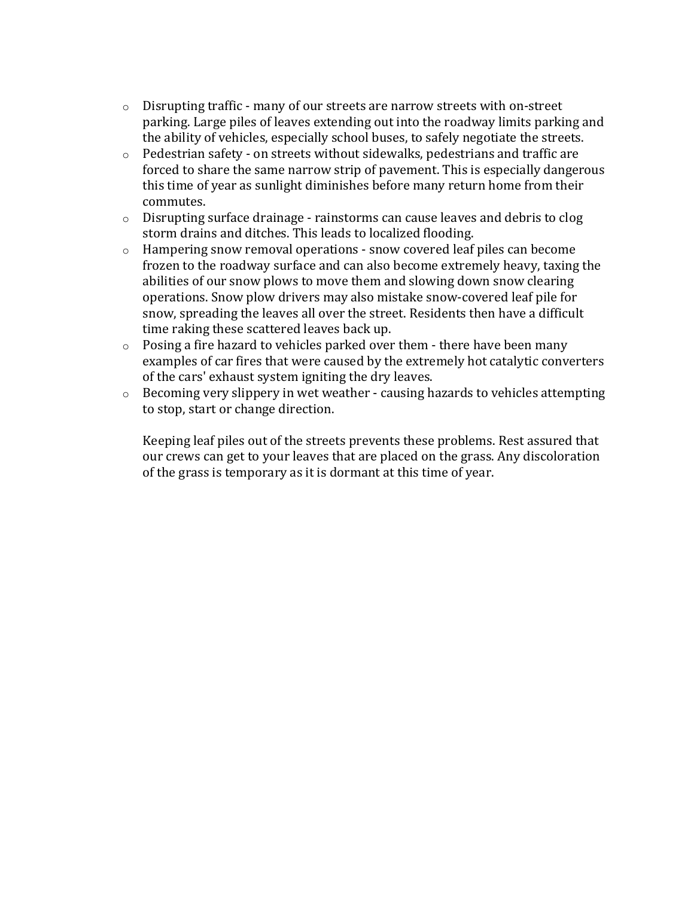- Disrupting traffic - many of our streets are narrow streets with on-street parking. Large piles of leaves extending out into the roadway limits parking and the ability of vehicles, especially school buses, to safely negotiate the streets.
- Pedestrian safety - on streets without sidewalks, pedestrians and traffic are forced to share the same narrow strip of pavement. This is especially dangerous this time of year as sunlight diminishes before many return home from their commutes.
- Disrupting surface drainage - rainstorms can cause leaves and debris to clog storm drains and ditches. This leads to localized flooding.
- Hampering snow removal operations - snow covered leaf piles can become frozen to the roadway surface and can also become extremely heavy, taxing the abilities of our snow plows to move them and slowing down snow clearing operations. Snow plow drivers may also mistake snow-covered leaf pile for snow, spreading the leaves all over the street. Residents then have a difficult time raking these scattered leaves back up.
- Posing a fire hazard to vehicles parked over them - there have been many examples of car fires that were caused by the extremely hot catalytic converters of the cars' exhaust system igniting the dry leaves.
- Becoming very slippery in wet weather - causing hazards to vehicles attempting to stop, start or change direction.

Keeping leaf piles out of the streets prevents these problems. Rest assured that our crews can get to your leaves that are placed on the grass. Any discoloration of the grass is temporary as it is dormant at this time of year.